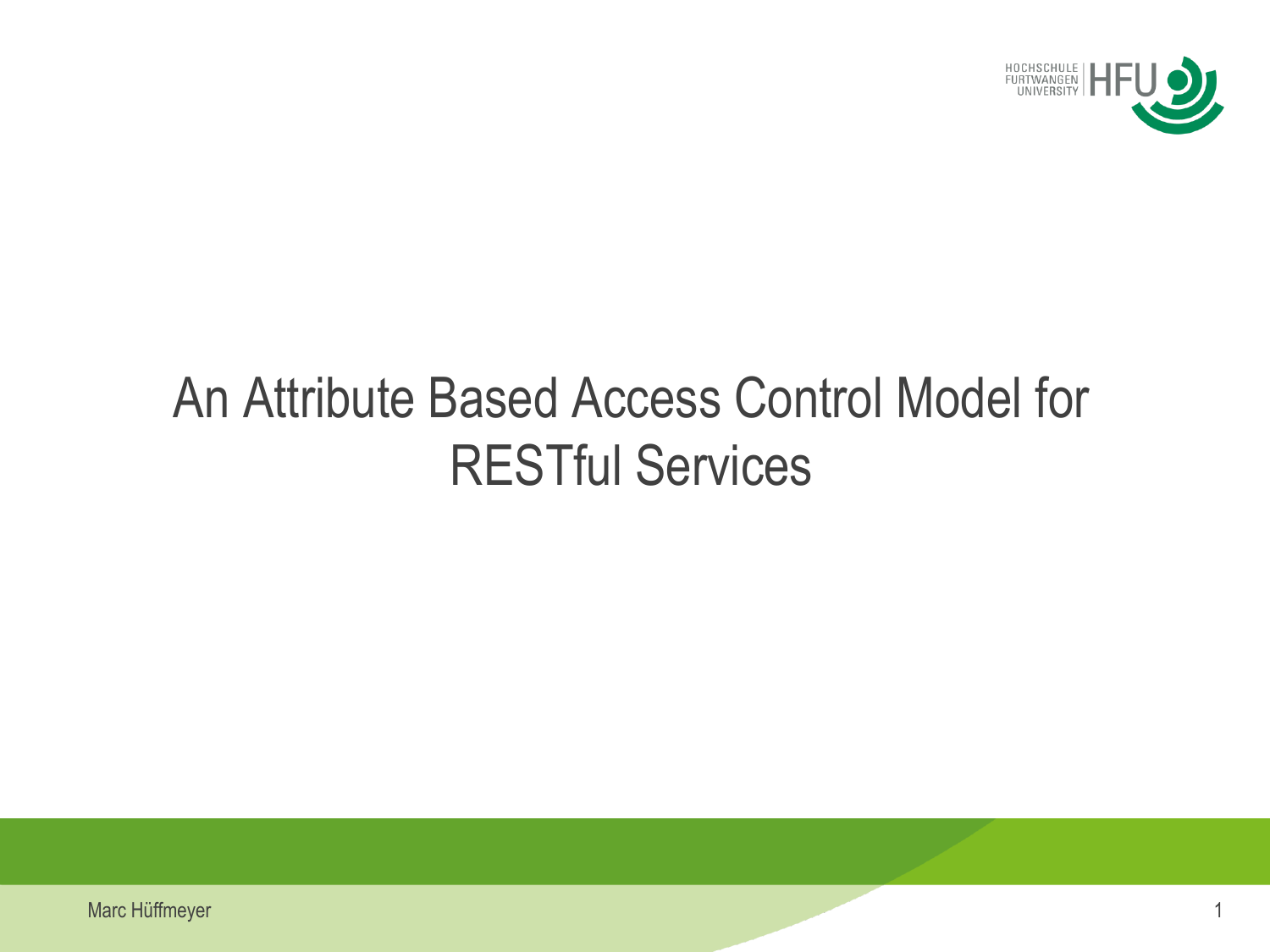# An Attribute Based Access Control Model for RESTful Services

Marc Hüffmeyer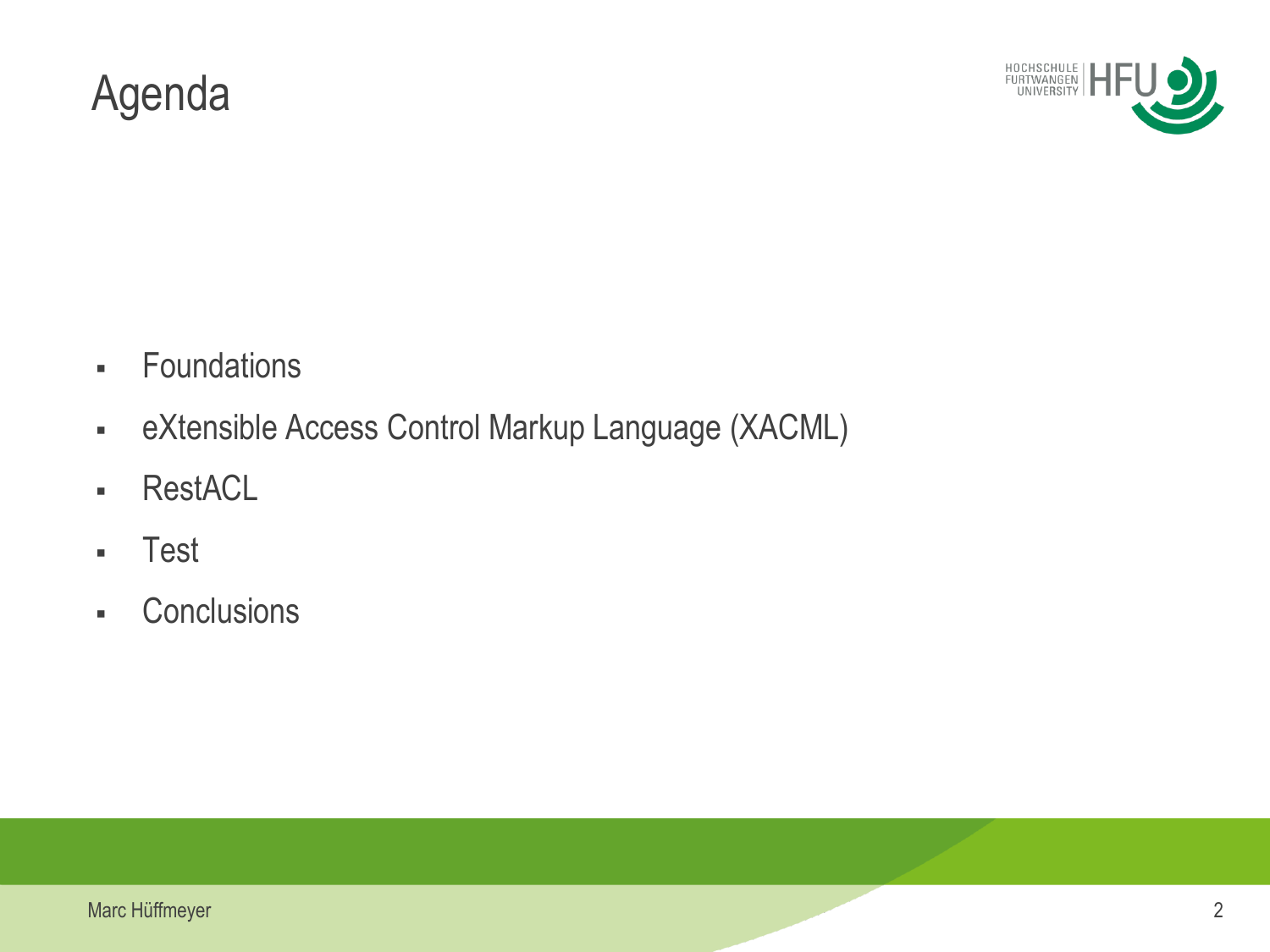# Agenda

- Foundations
- eXtensible Access Control Markup Language (XACML)
- RestACL
- Test
- Conclusions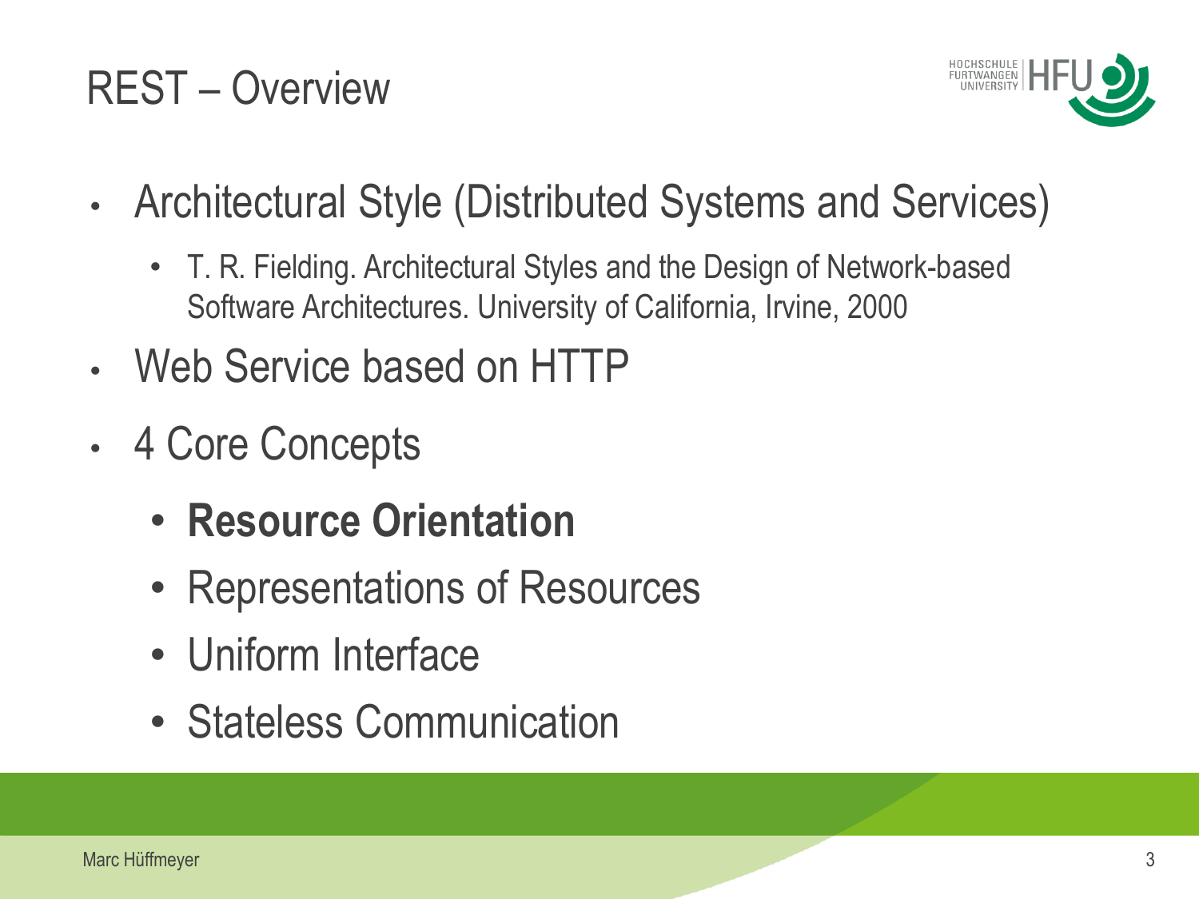# REST – Overview

- Architectural Style (Distributed Systems and Services)
  - T. R. Fielding. Architectural Styles and the Design of Network-based Software Architectures. University of California, Irvine, 2000
- Web Service based on HTTP
- 4 Core Concepts
  - **Resource Orientation**
  - Representations of Resources
  - Uniform Interface
  - Stateless Communication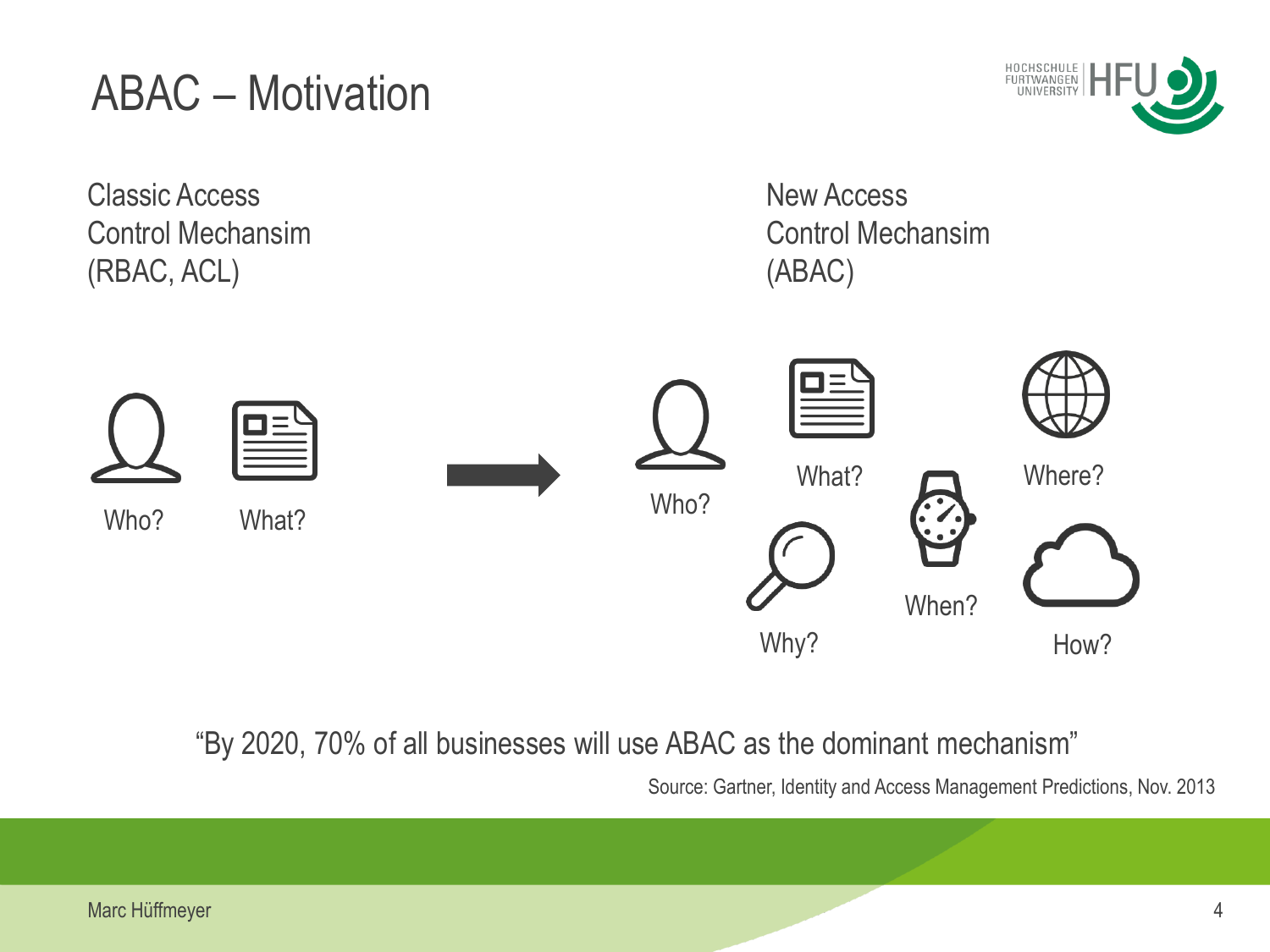# ABAC – Motivation

Classic Access Control Mechansim (RBAC, ACL)

Who? What?

New Access Control Mechansim (ABAC)

Who? What? Where? Why? When? How?

"By 2020, 70% of all businesses will use ABAC as the dominant mechanism"

Source: Gartner, Identity and Access Management Predictions, Nov. 2013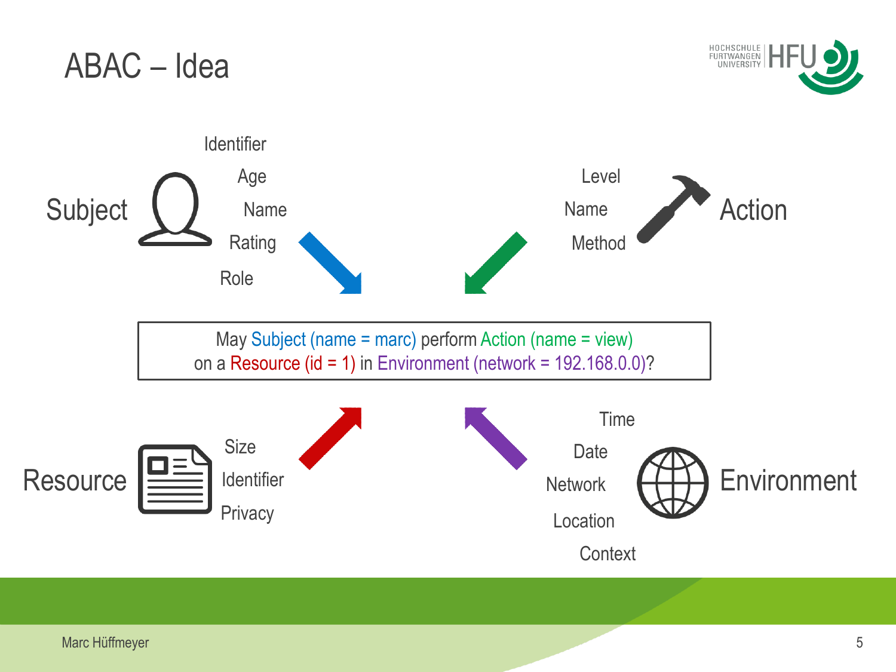# ABAC – Idea

**Subject**
- Identifier
- Age
- Name
- Rating
- Role

**Action**
- Level
- Name
- Method

May Subject (name = marc) perform Action (name = view) on a Resource (id = 1) in Environment (network = 192.168.0.0)?

**Resource**
- Size
- Identifier
- Privacy

**Environment**
- Time
- Date
- Network
- Location
- Context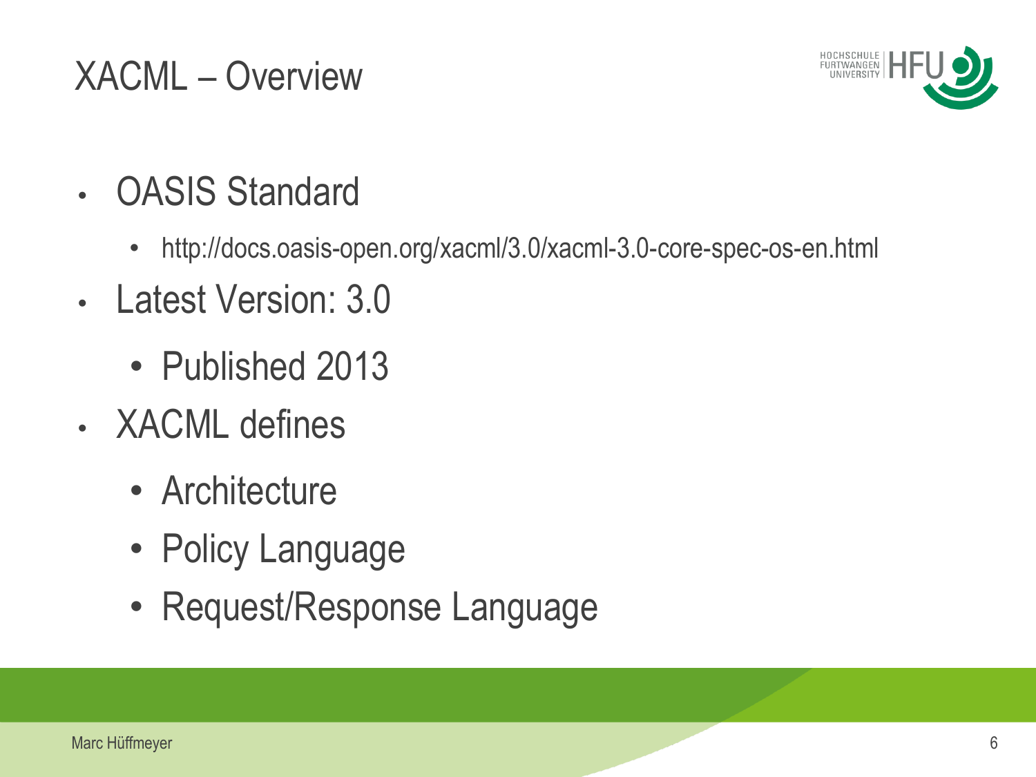# XACML – Overview

- OASIS Standard
  - http://docs.oasis-open.org/xacml/3.0/xacml-3.0-core-spec-os-en.html
- Latest Version: 3.0
  - Published 2013
- XACML defines
  - Architecture
  - Policy Language
  - Request/Response Language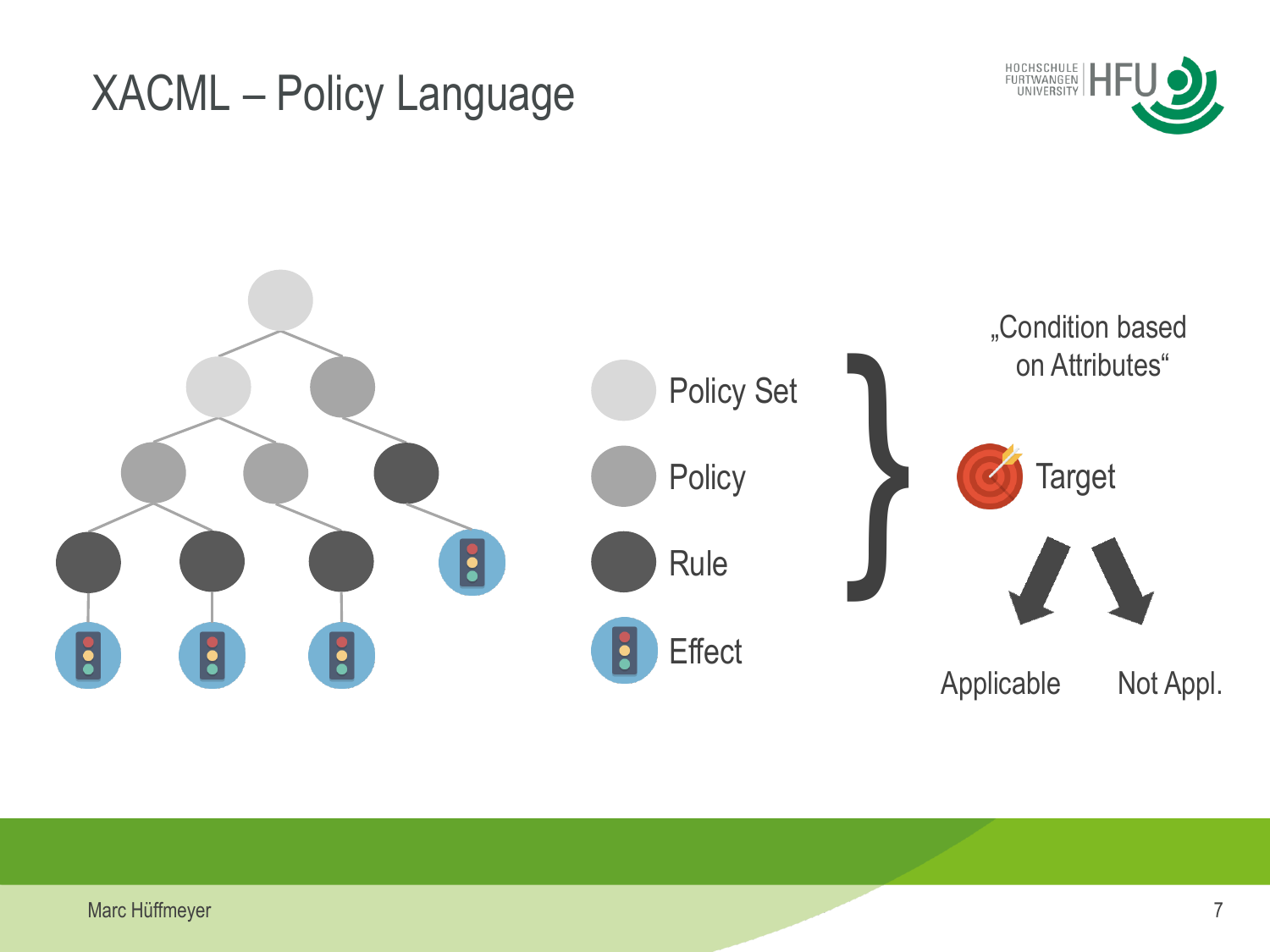# XACML – Policy Language

- Policy Set
- Policy
- Rule
- Effect

„Condition based on Attributes“

Target

Applicable

Not Appl.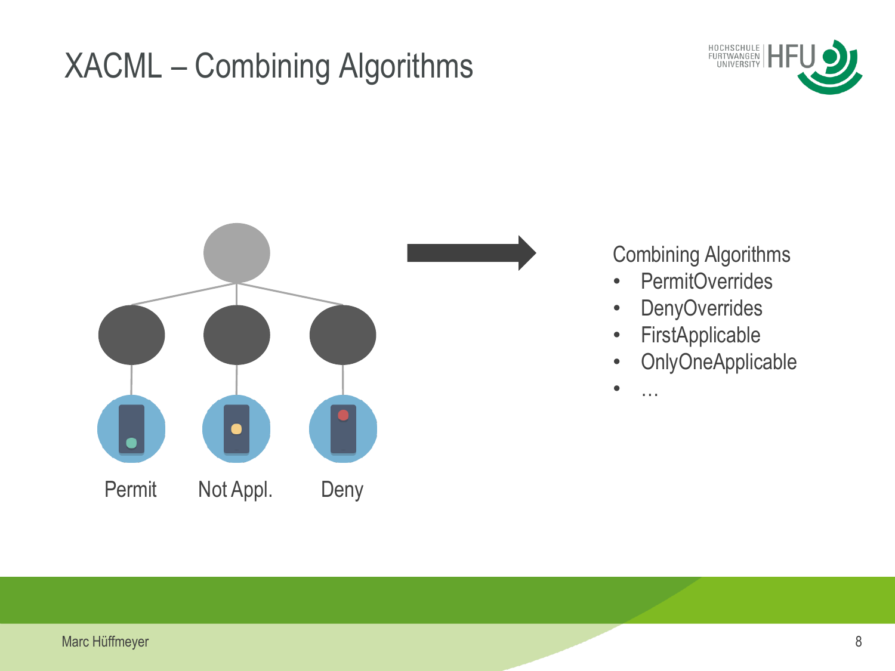# XACML – Combining Algorithms

Permit Not Appl. Deny

Combining Algorithms

- PermitOverrides
- DenyOverrides
- FirstApplicable
- OnlyOneApplicable
- …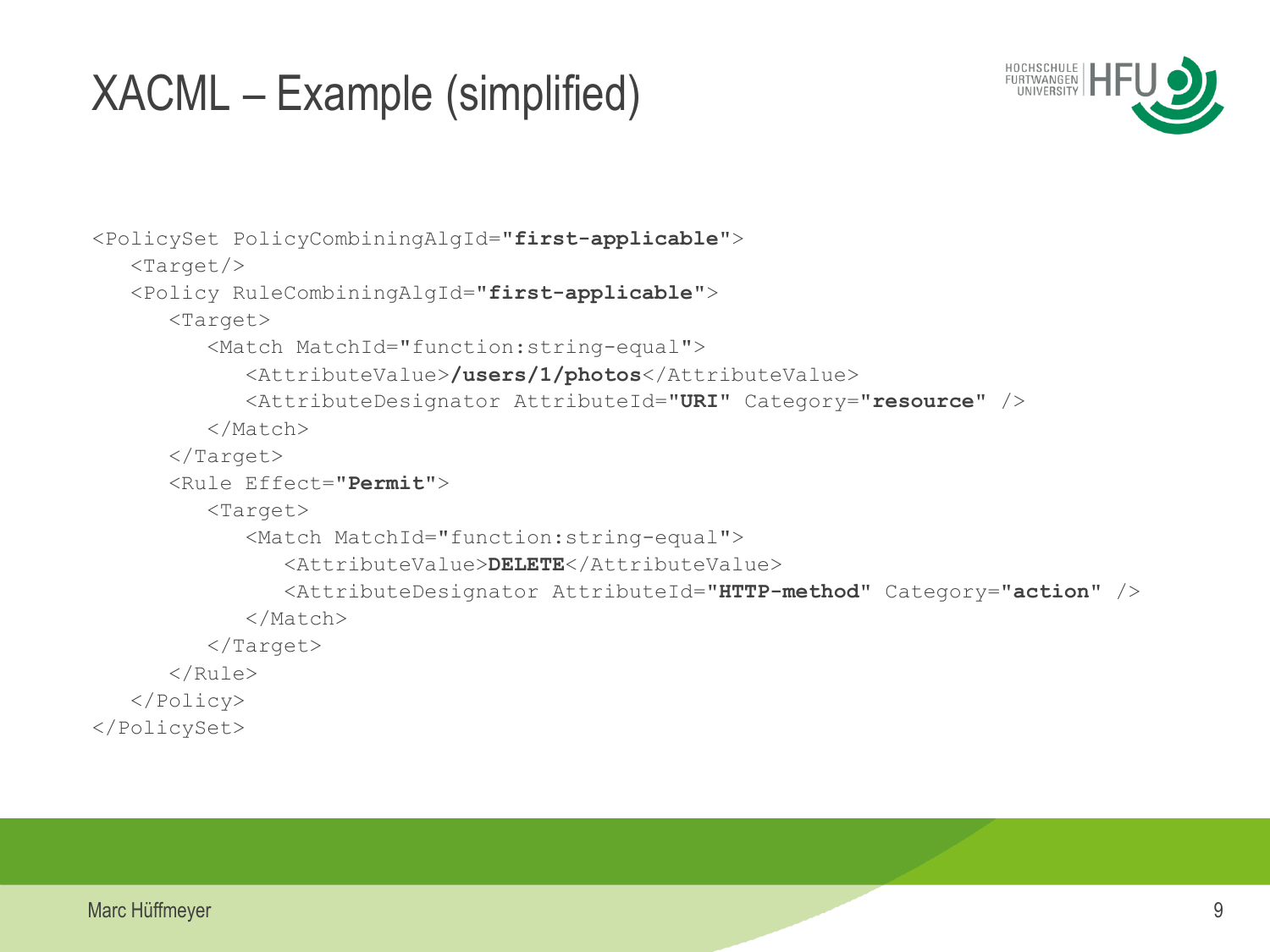# XACML – Example (simplified)

```
<PolicySet PolicyCombiningAlgId="first-applicable">
   <Target/>
   <Policy RuleCombiningAlgId="first-applicable">
      <Target>
         <Match MatchId="function:string-equal">
            <AttributeValue>/users/1/photos</AttributeValue>
            <AttributeDesignator AttributeId="URI" Category="resource" />
         </Match>
      </Target>
      <Rule Effect="Permit">
         <Target>
            <Match MatchId="function:string-equal">
               <AttributeValue>DELETE</AttributeValue>
               <AttributeDesignator AttributeId="HTTP-method" Category="action" />
            </Match>
         </Target>
      </Rule>
   </Policy>
</PolicySet>
```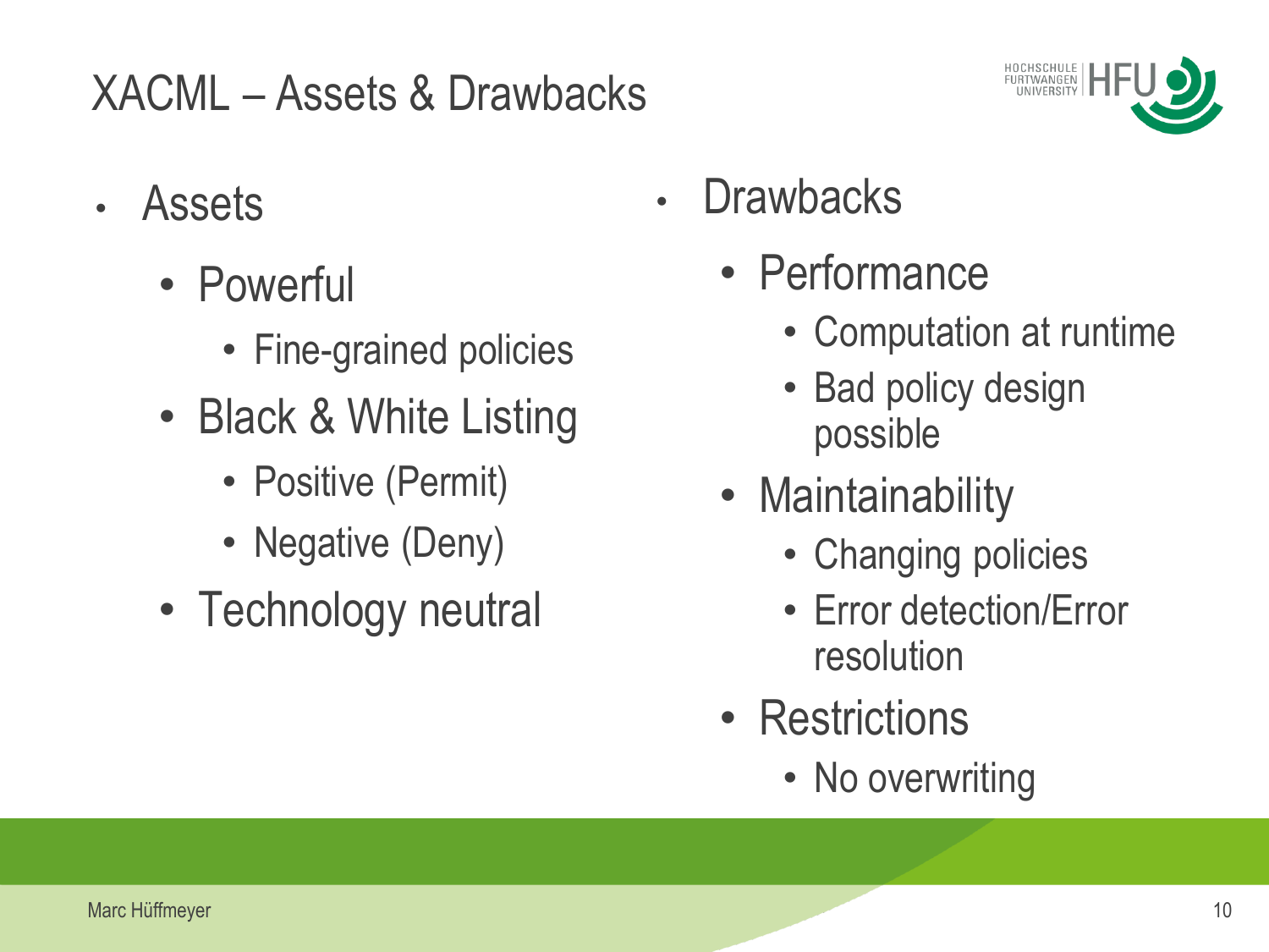# XACML – Assets & Drawbacks

- Assets
  - Powerful
    - Fine-grained policies
  - Black & White Listing
    - Positive (Permit)
    - Negative (Deny)
  - Technology neutral

- Drawbacks
  - Performance
    - Computation at runtime
    - Bad policy design possible
  - Maintainability
    - Changing policies
    - Error detection/Error resolution
  - Restrictions
    - No overwriting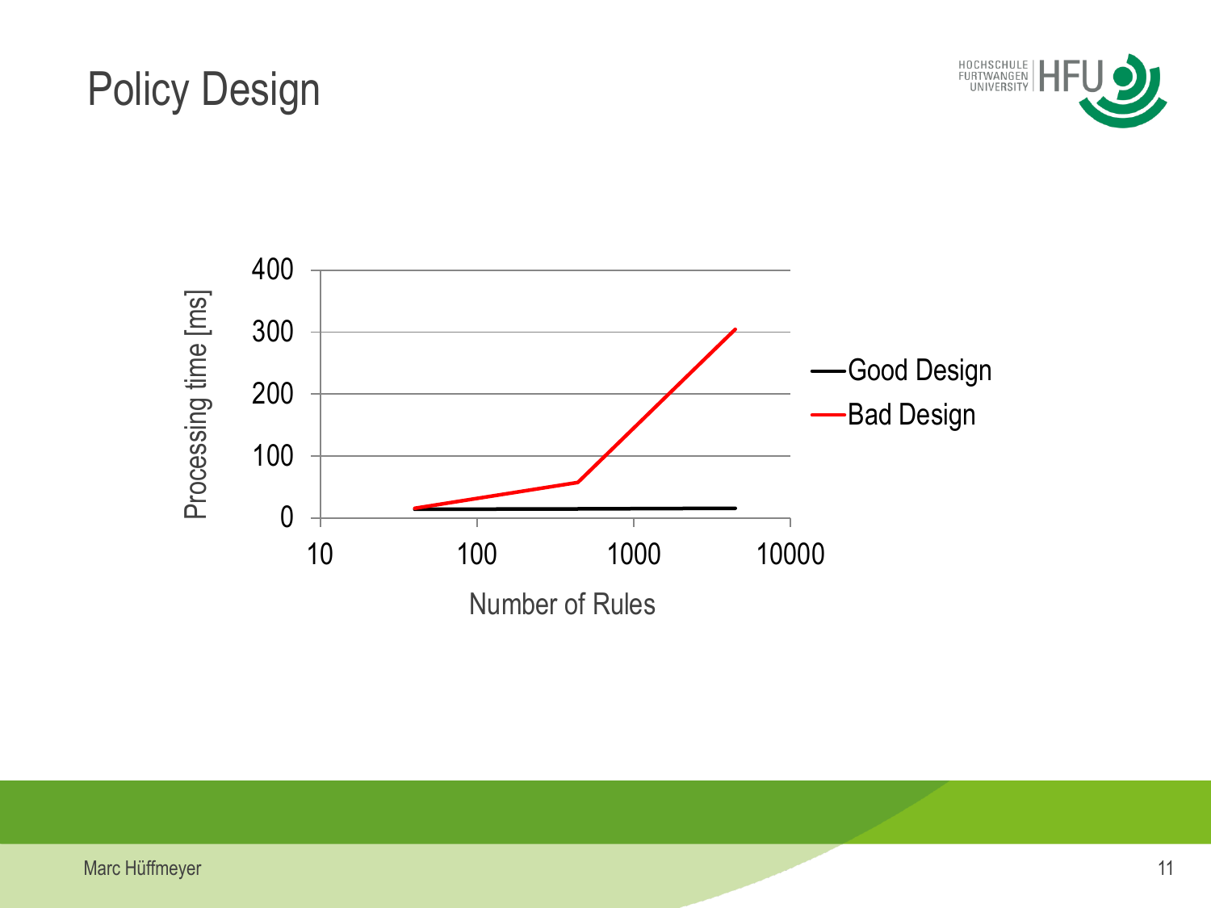# Policy Design

Processing time [ms]

400
300
200
100
0

10 100 1000 10000

Number of Rules

Good Design
Bad Design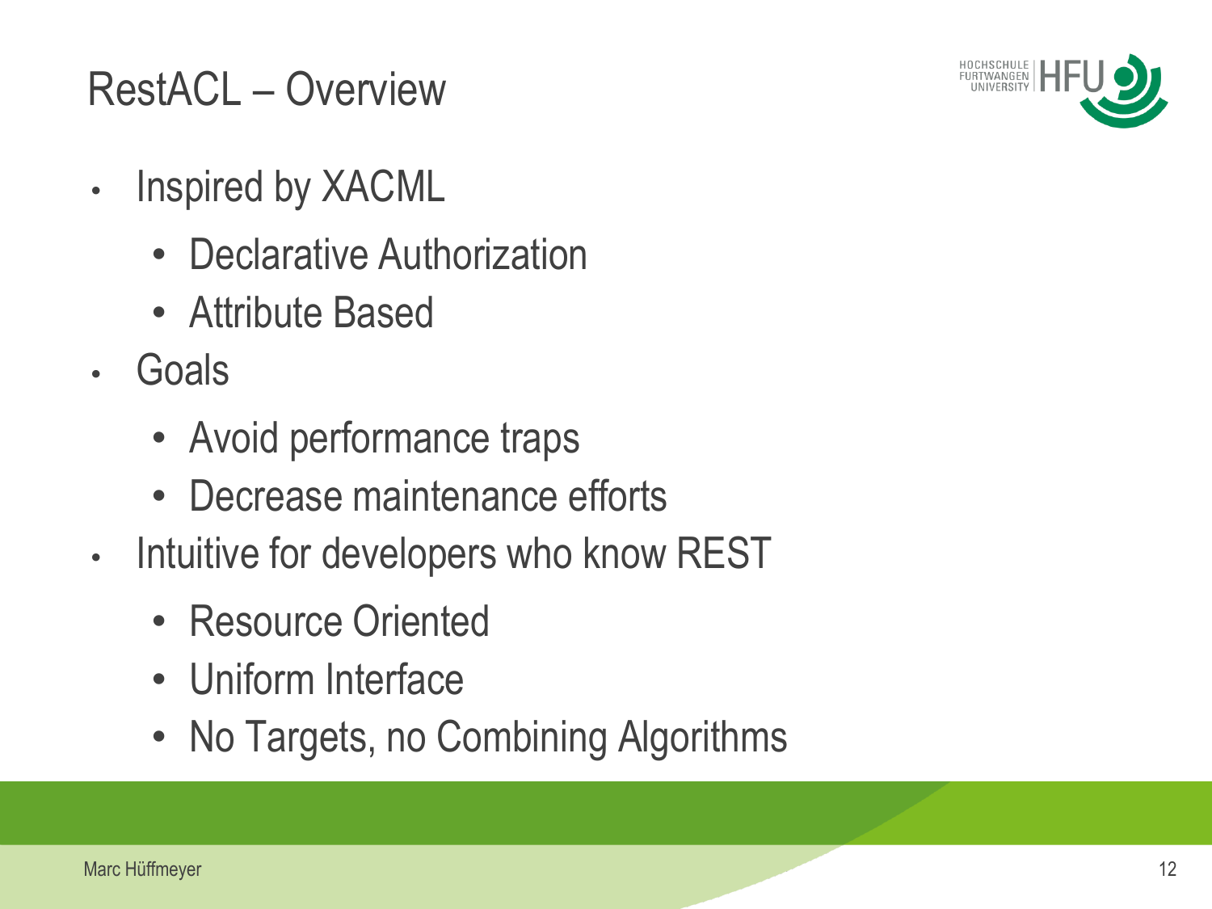# RestACL – Overview

- Inspired by XACML
  - Declarative Authorization
  - Attribute Based
- Goals
  - Avoid performance traps
  - Decrease maintenance efforts
- Intuitive for developers who know REST
  - Resource Oriented
  - Uniform Interface
  - No Targets, no Combining Algorithms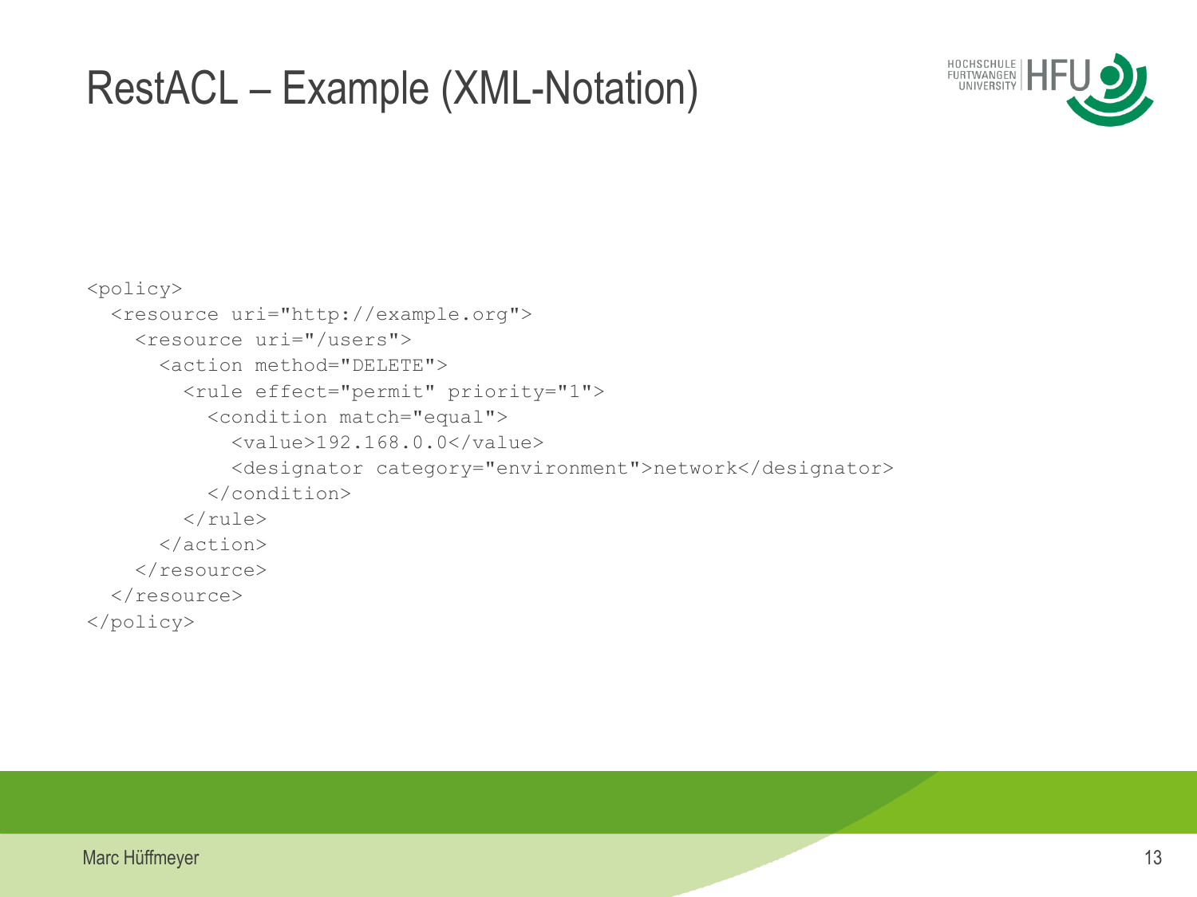# RestACL – Example (XML-Notation)

```xml
<policy>
  <resource uri="http://example.org">
    <resource uri="/users">
      <action method="DELETE">
        <rule effect="permit" priority="1">
          <condition match="equal">
            <value>192.168.0.0</value>
            <designator category="environment">network</designator>
          </condition>
        </rule>
      </action>
    </resource>
  </resource>
</policy>
```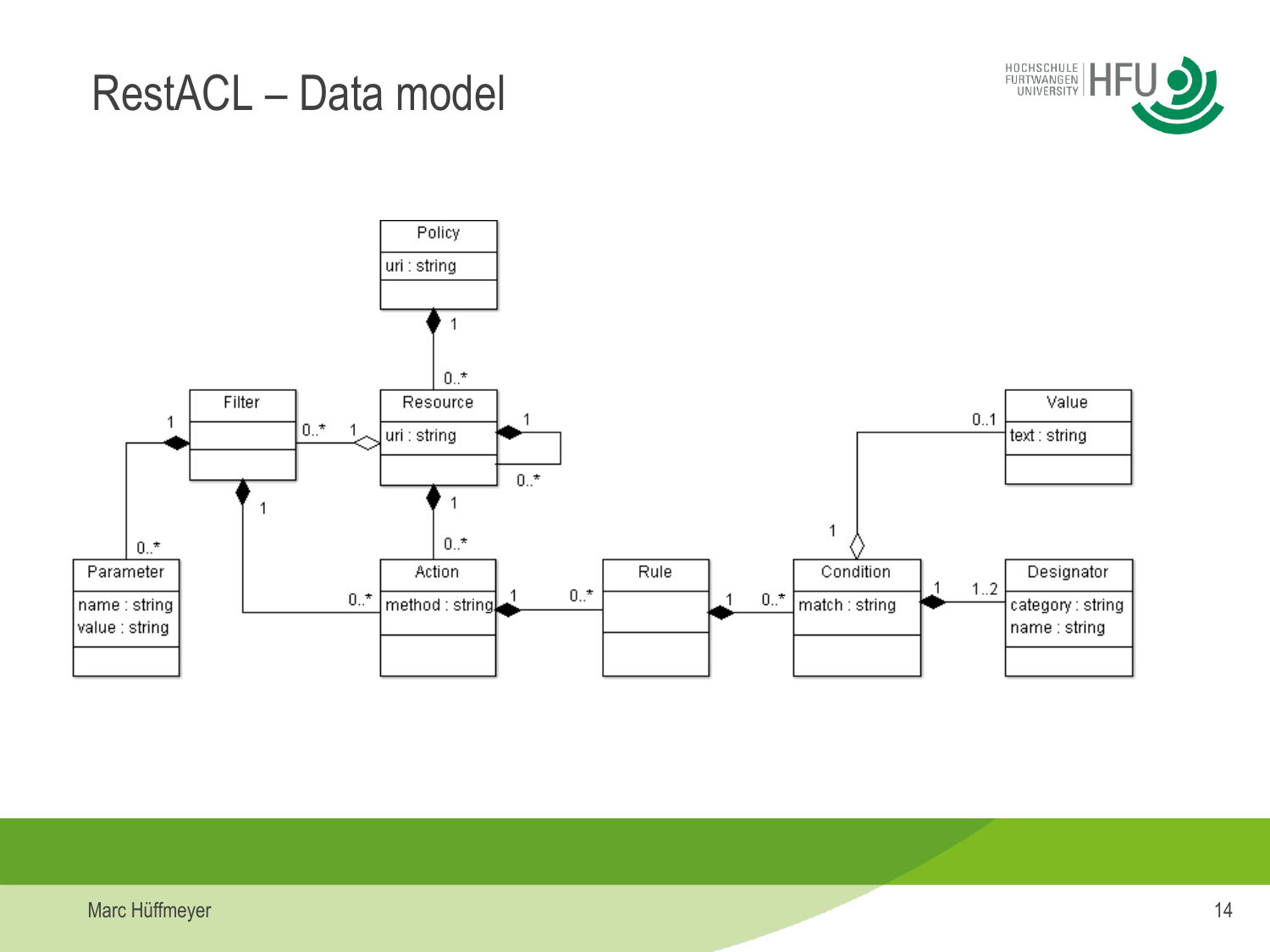# RestACL – Data model

Policy
uri : string

Resource
uri : string

Filter

Parameter
name : string
value : string

Action
method : string

Rule

Condition
match : string

Value
text : string

Designator
category : string
name : string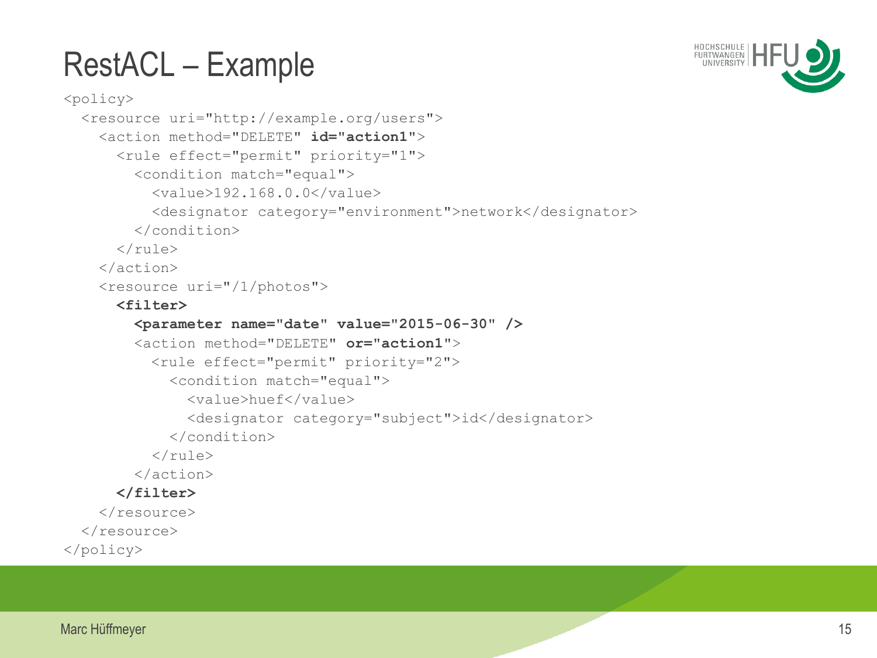# RestACL – Example

```
<policy>
  <resource uri="http://example.org/users">
    <action method="DELETE" id="action1">
      <rule effect="permit" priority="1">
        <condition match="equal">
          <value>192.168.0.0</value>
          <designator category="environment">network</designator>
        </condition>
      </rule>
    </action>
    <resource uri="/1/photos">
      <filter>
        <parameter name="date" value="2015-06-30" />
        <action method="DELETE" or="action1">
          <rule effect="permit" priority="2">
            <condition match="equal">
              <value>huef</value>
              <designator category="subject">id</designator>
            </condition>
          </rule>
        </action>
      </filter>
    </resource>
  </resource>
</policy>
```

Marc Hüffmeyer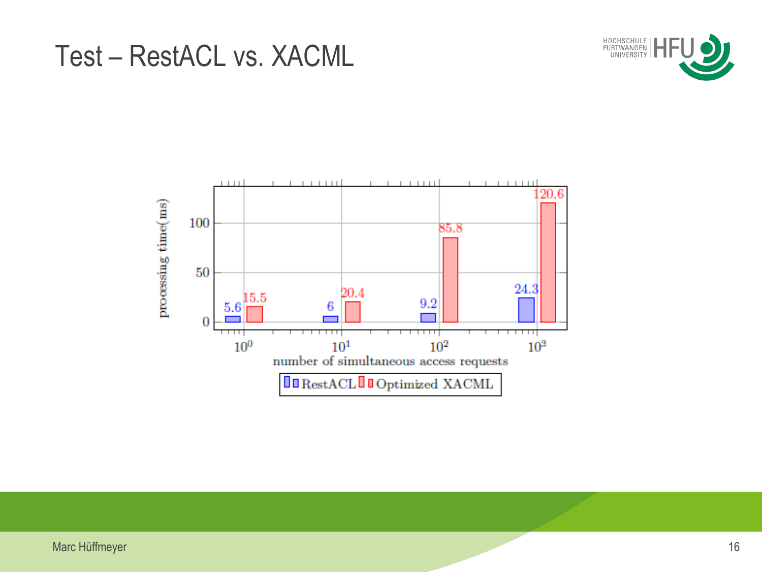# Test – RestACL vs. XACML

| number of simultaneous access requests | RestACL processing time (ms) | Optimized XACML processing time (ms) |
|---|---|---|
| $10^0$ | 5.6 | 15.5 |
| $10^1$ | 6 | 20.4 |
| $10^2$ | 9.2 | 85.8 |
| $10^3$ | 24.3 | 120.6 |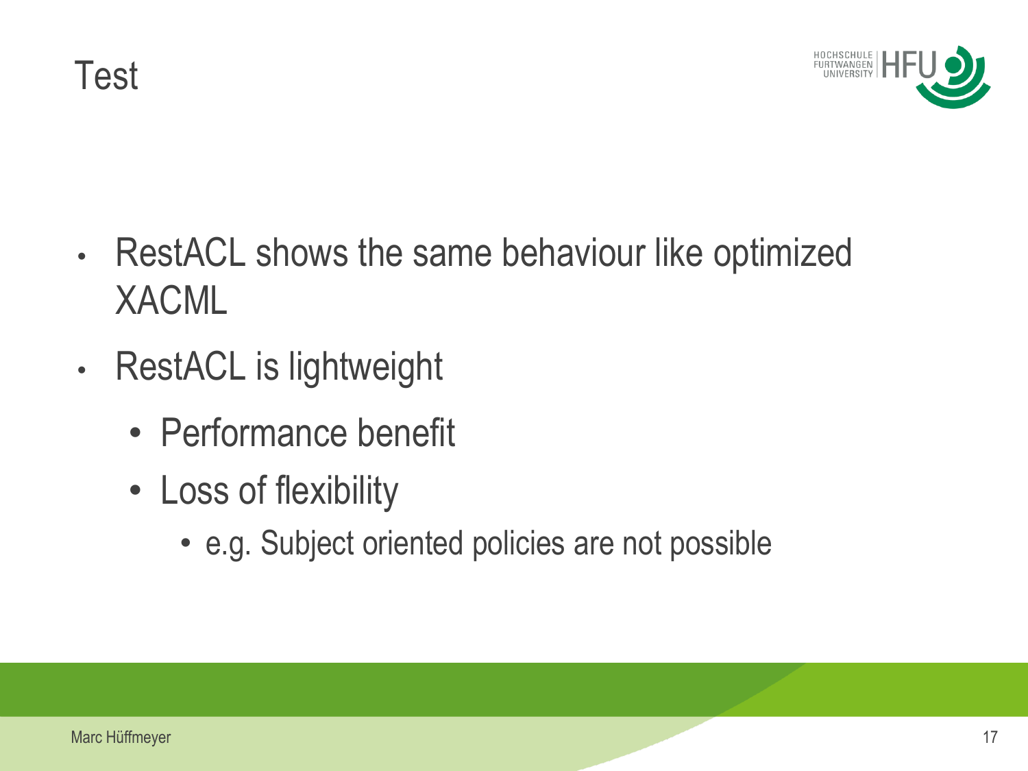# Test

- RestACL shows the same behaviour like optimized XACML
- RestACL is lightweight
  - Performance benefit
  - Loss of flexibility
    - e.g. Subject oriented policies are not possible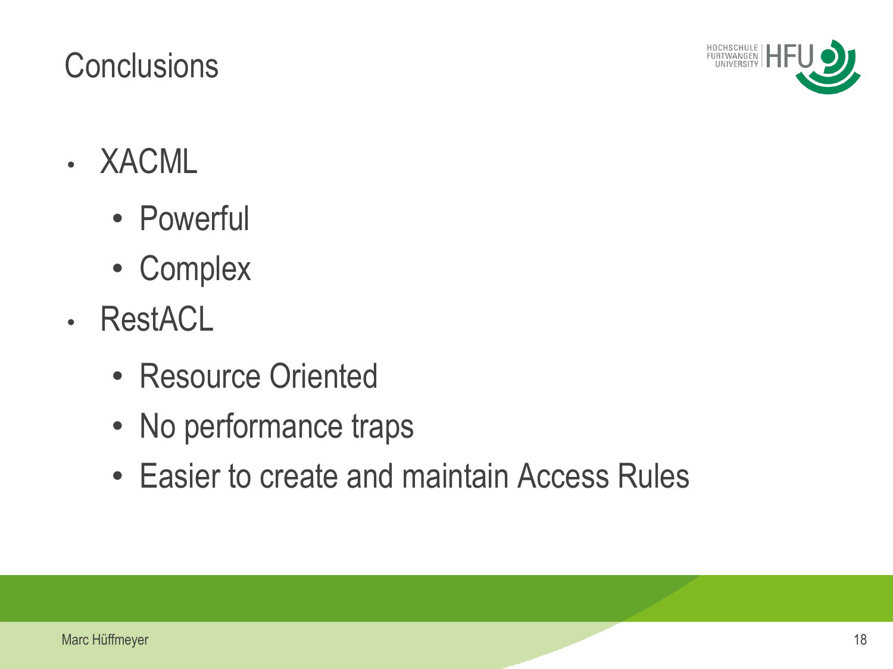# Conclusions

- XACML
  - Powerful
  - Complex
- RestACL
  - Resource Oriented
  - No performance traps
  - Easier to create and maintain Access Rules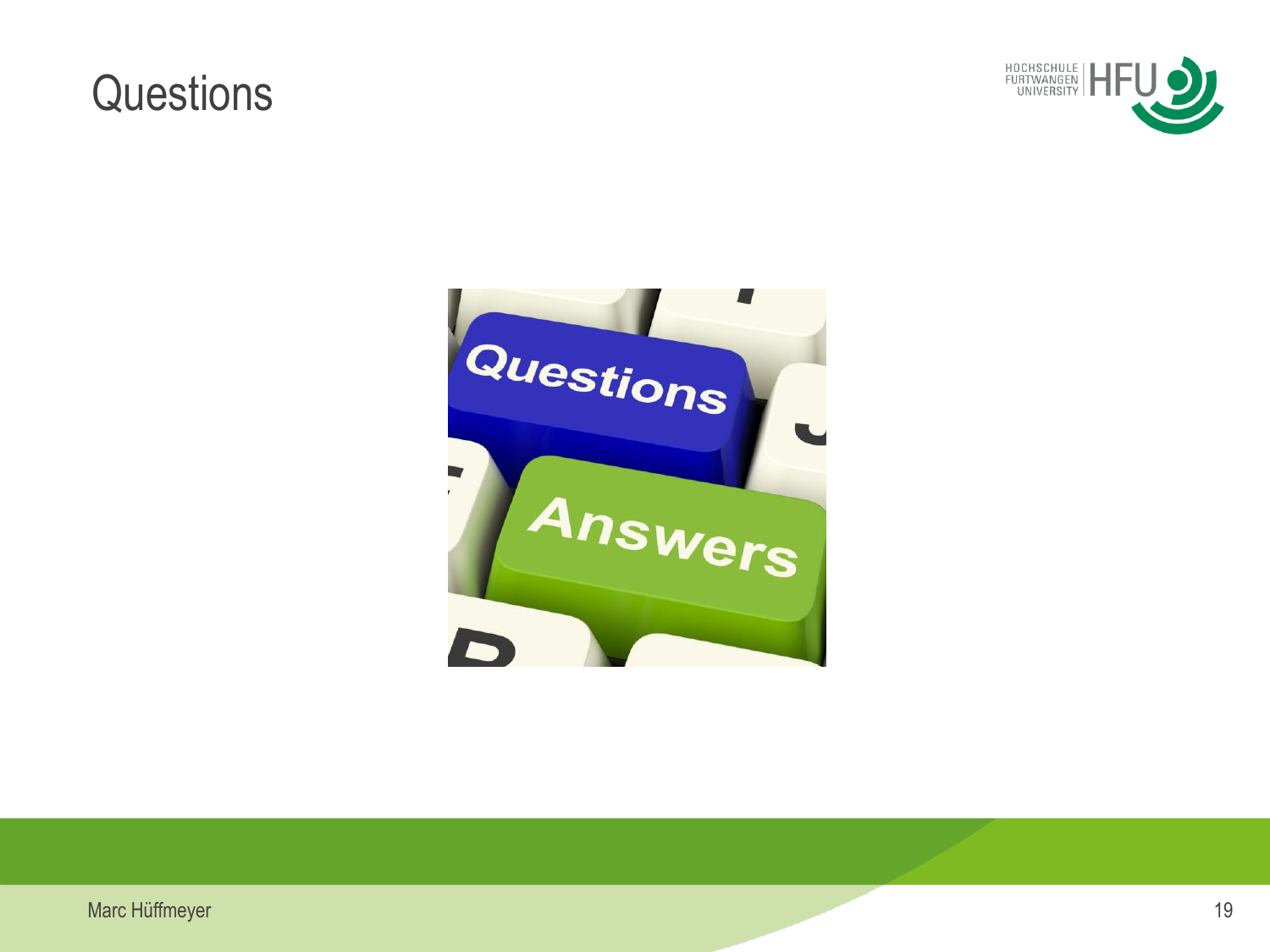# Questions